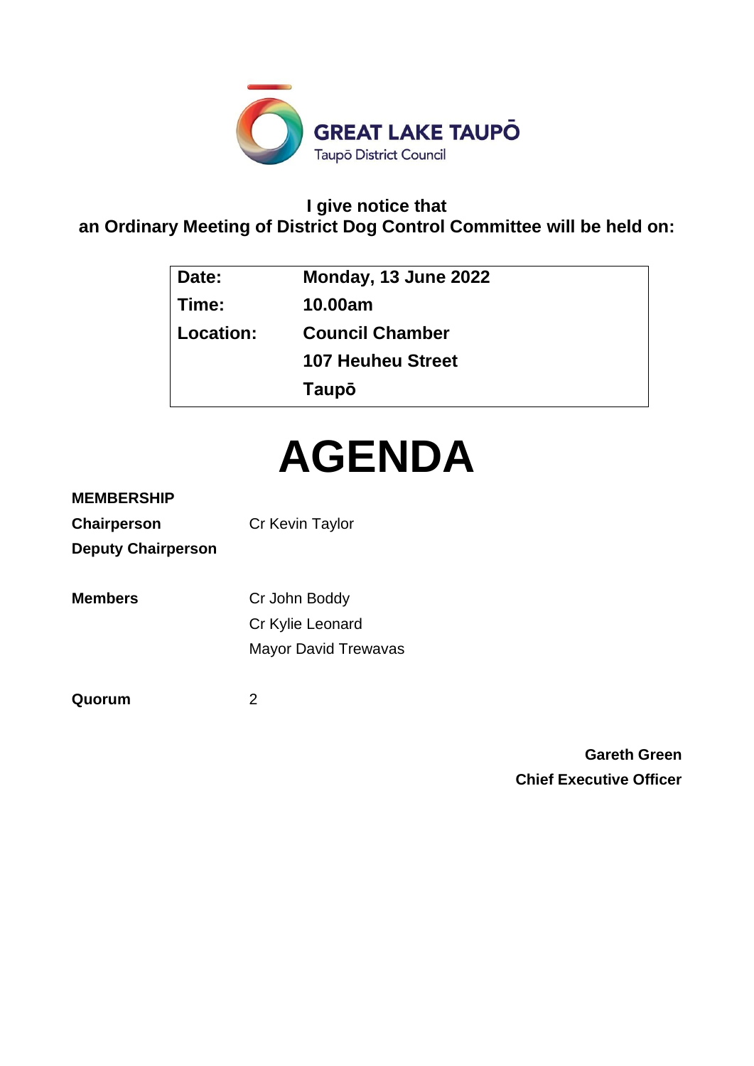**GREAT LAKE TAUPŌ**
Taupō District Council

**I give notice that**
**an Ordinary Meeting of District Dog Control Committee will be held on:**

| | |
|---|---|
| **Date:** | **Monday, 13 June 2022** |
| **Time:** | **10.00am** |
| **Location:** | **Council Chamber** |
| | **107 Heuheu Street** |
| | **Taupō** |

# AGENDA

**MEMBERSHIP**

| | |
|---|---|
| **Chairperson** | Cr Kevin Taylor |
| **Deputy Chairperson** | |
| **Members** | Cr John Boddy |
| | Cr Kylie Leonard |
| | Mayor David Trewavas |
| **Quorum** | 2 |

**Gareth Green**
**Chief Executive Officer**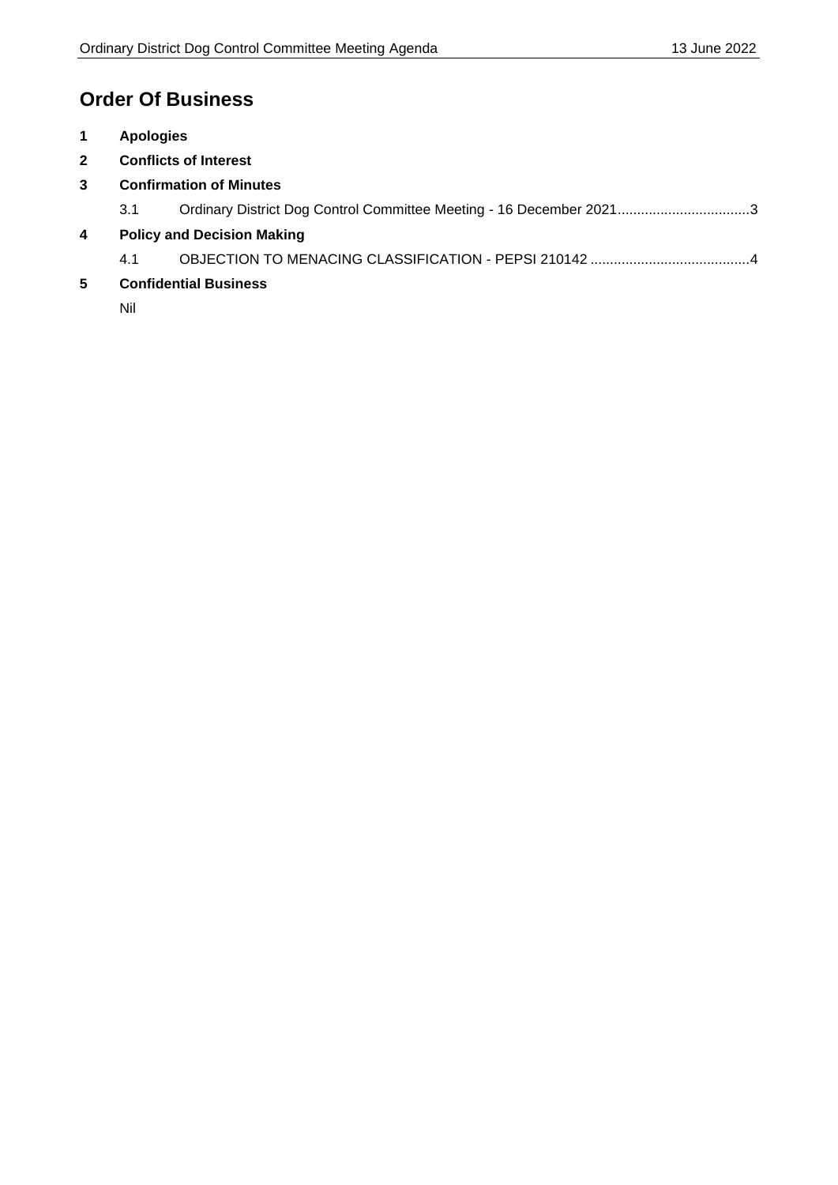# Order Of Business

**1 Apologies**

**2 Conflicts of Interest**

**3 Confirmation of Minutes**

3.1 Ordinary District Dog Control Committee Meeting - 16 December 2021 ..... 3

**4 Policy and Decision Making**

4.1 OBJECTION TO MENACING CLASSIFICATION - PEPSI 210142 ..... 4

**5 Confidential Business**

Nil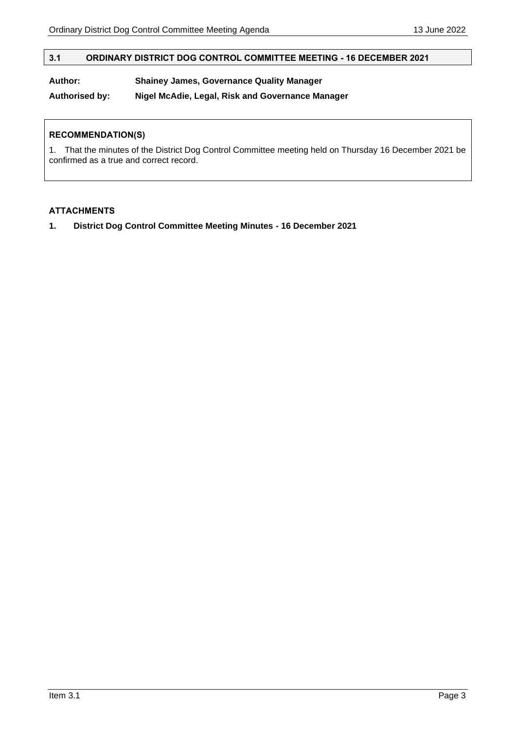## 3.1 ORDINARY DISTRICT DOG CONTROL COMMITTEE MEETING - 16 DECEMBER 2021

**Author:** **Shainey James, Governance Quality Manager**

**Authorised by:** **Nigel McAdie, Legal, Risk and Governance Manager**

**RECOMMENDATION(S)**

1. That the minutes of the District Dog Control Committee meeting held on Thursday 16 December 2021 be confirmed as a true and correct record.

**ATTACHMENTS**

1. **District Dog Control Committee Meeting Minutes - 16 December 2021**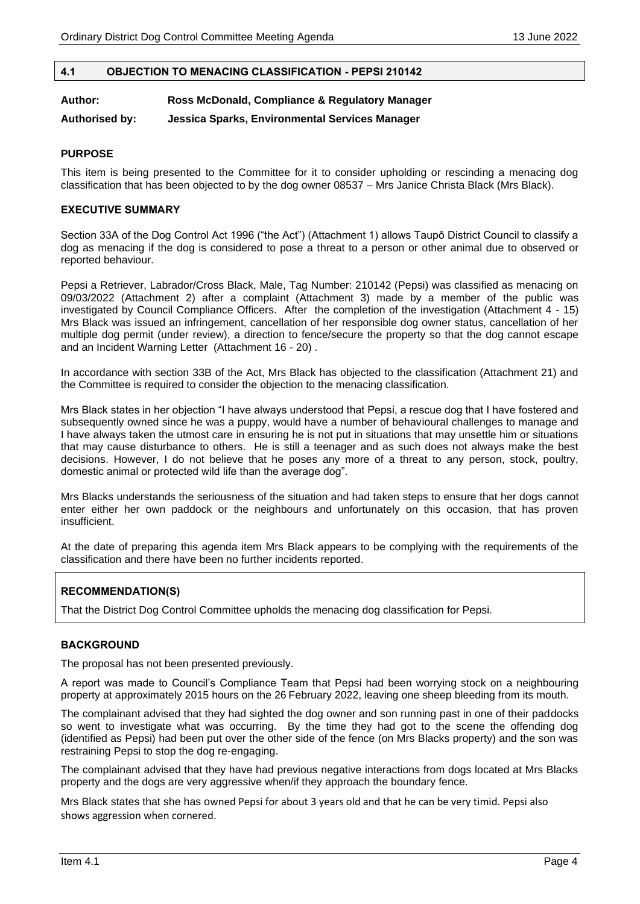## 4.1 OBJECTION TO MENACING CLASSIFICATION - PEPSI 210142

**Author:** **Ross McDonald, Compliance & Regulatory Manager**

**Authorised by:** **Jessica Sparks, Environmental Services Manager**

### PURPOSE

This item is being presented to the Committee for it to consider upholding or rescinding a menacing dog classification that has been objected to by the dog owner 08537 – Mrs Janice Christa Black (Mrs Black).

### EXECUTIVE SUMMARY

Section 33A of the Dog Control Act 1996 ("the Act") (Attachment 1) allows Taupō District Council to classify a dog as menacing if the dog is considered to pose a threat to a person or other animal due to observed or reported behaviour.

Pepsi a Retriever, Labrador/Cross Black, Male, Tag Number: 210142 (Pepsi) was classified as menacing on 09/03/2022 (Attachment 2) after a complaint (Attachment 3) made by a member of the public was investigated by Council Compliance Officers. After the completion of the investigation (Attachment 4 - 15) Mrs Black was issued an infringement, cancellation of her responsible dog owner status, cancellation of her multiple dog permit (under review), a direction to fence/secure the property so that the dog cannot escape and an Incident Warning Letter (Attachment 16 - 20) .

In accordance with section 33B of the Act, Mrs Black has objected to the classification (Attachment 21) and the Committee is required to consider the objection to the menacing classification.

Mrs Black states in her objection "I have always understood that Pepsi, a rescue dog that I have fostered and subsequently owned since he was a puppy, would have a number of behavioural challenges to manage and I have always taken the utmost care in ensuring he is not put in situations that may unsettle him or situations that may cause disturbance to others. He is still a teenager and as such does not always make the best decisions. However, I do not believe that he poses any more of a threat to any person, stock, poultry, domestic animal or protected wild life than the average dog".

Mrs Blacks understands the seriousness of the situation and had taken steps to ensure that her dogs cannot enter either her own paddock or the neighbours and unfortunately on this occasion, that has proven insufficient.

At the date of preparing this agenda item Mrs Black appears to be complying with the requirements of the classification and there have been no further incidents reported.

### RECOMMENDATION(S)

That the District Dog Control Committee upholds the menacing dog classification for Pepsi.

### BACKGROUND

The proposal has not been presented previously.

A report was made to Council's Compliance Team that Pepsi had been worrying stock on a neighbouring property at approximately 2015 hours on the 26 February 2022, leaving one sheep bleeding from its mouth.

The complainant advised that they had sighted the dog owner and son running past in one of their paddocks so went to investigate what was occurring. By the time they had got to the scene the offending dog (identified as Pepsi) had been put over the other side of the fence (on Mrs Blacks property) and the son was restraining Pepsi to stop the dog re-engaging.

The complainant advised that they have had previous negative interactions from dogs located at Mrs Blacks property and the dogs are very aggressive when/if they approach the boundary fence.

Mrs Black states that she has owned Pepsi for about 3 years old and that he can be very timid. Pepsi also shows aggression when cornered.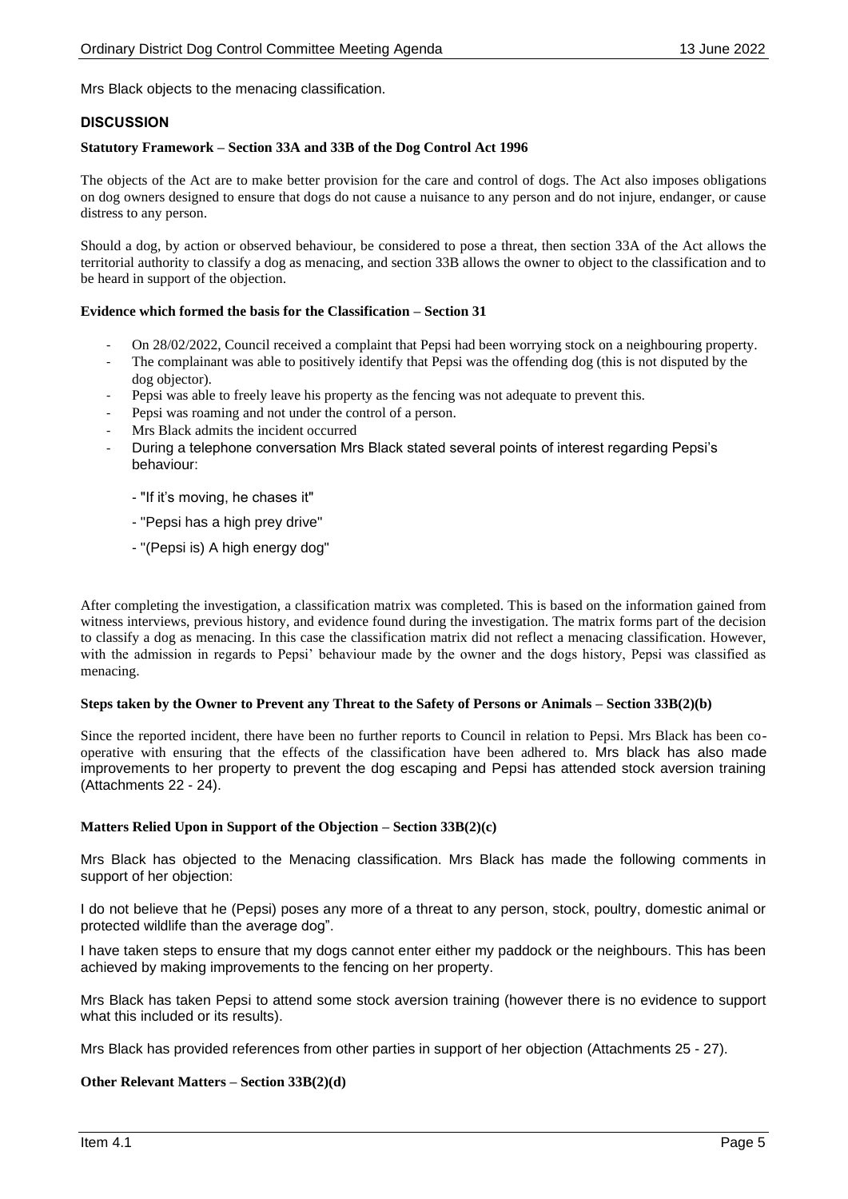Mrs Black objects to the menacing classification.

## DISCUSSION

### Statutory Framework – Section 33A and 33B of the Dog Control Act 1996

The objects of the Act are to make better provision for the care and control of dogs. The Act also imposes obligations on dog owners designed to ensure that dogs do not cause a nuisance to any person and do not injure, endanger, or cause distress to any person.

Should a dog, by action or observed behaviour, be considered to pose a threat, then section 33A of the Act allows the territorial authority to classify a dog as menacing, and section 33B allows the owner to object to the classification and to be heard in support of the objection.

### Evidence which formed the basis for the Classification – Section 31

- On 28/02/2022, Council received a complaint that Pepsi had been worrying stock on a neighbouring property.
- The complainant was able to positively identify that Pepsi was the offending dog (this is not disputed by the dog objector).
- Pepsi was able to freely leave his property as the fencing was not adequate to prevent this.
- Pepsi was roaming and not under the control of a person.
- Mrs Black admits the incident occurred
- During a telephone conversation Mrs Black stated several points of interest regarding Pepsi's behaviour:
  - "If it's moving, he chases it"
  - "Pepsi has a high prey drive"
  - "(Pepsi is) A high energy dog"

After completing the investigation, a classification matrix was completed. This is based on the information gained from witness interviews, previous history, and evidence found during the investigation. The matrix forms part of the decision to classify a dog as menacing. In this case the classification matrix did not reflect a menacing classification. However, with the admission in regards to Pepsi' behaviour made by the owner and the dogs history, Pepsi was classified as menacing.

### Steps taken by the Owner to Prevent any Threat to the Safety of Persons or Animals – Section 33B(2)(b)

Since the reported incident, there have been no further reports to Council in relation to Pepsi. Mrs Black has been co-operative with ensuring that the effects of the classification have been adhered to. Mrs black has also made improvements to her property to prevent the dog escaping and Pepsi has attended stock aversion training (Attachments 22 - 24).

### Matters Relied Upon in Support of the Objection – Section 33B(2)(c)

Mrs Black has objected to the Menacing classification. Mrs Black has made the following comments in support of her objection:

I do not believe that he (Pepsi) poses any more of a threat to any person, stock, poultry, domestic animal or protected wildlife than the average dog".

I have taken steps to ensure that my dogs cannot enter either my paddock or the neighbours. This has been achieved by making improvements to the fencing on her property.

Mrs Black has taken Pepsi to attend some stock aversion training (however there is no evidence to support what this included or its results).

Mrs Black has provided references from other parties in support of her objection (Attachments 25 - 27).

### Other Relevant Matters – Section 33B(2)(d)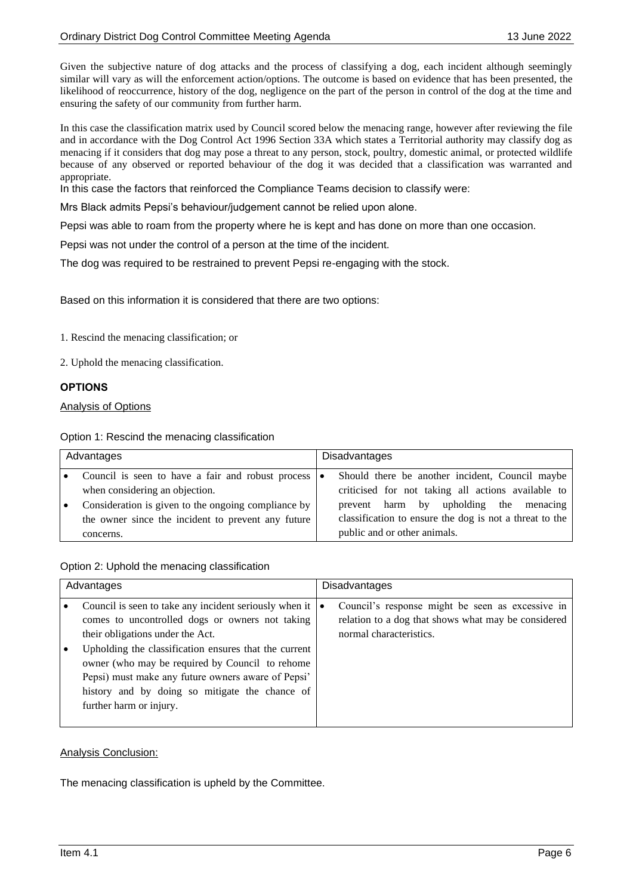Given the subjective nature of dog attacks and the process of classifying a dog, each incident although seemingly similar will vary as will the enforcement action/options. The outcome is based on evidence that has been presented, the likelihood of reoccurrence, history of the dog, negligence on the part of the person in control of the dog at the time and ensuring the safety of our community from further harm.

In this case the classification matrix used by Council scored below the menacing range, however after reviewing the file and in accordance with the Dog Control Act 1996 Section 33A which states a Territorial authority may classify dog as menacing if it considers that dog may pose a threat to any person, stock, poultry, domestic animal, or protected wildlife because of any observed or reported behaviour of the dog it was decided that a classification was warranted and appropriate.

In this case the factors that reinforced the Compliance Teams decision to classify were:

Mrs Black admits Pepsi's behaviour/judgement cannot be relied upon alone.

Pepsi was able to roam from the property where he is kept and has done on more than one occasion.

Pepsi was not under the control of a person at the time of the incident.

The dog was required to be restrained to prevent Pepsi re-engaging with the stock.

Based on this information it is considered that there are two options:

1. Rescind the menacing classification; or

2. Uphold the menacing classification.

### OPTIONS

Analysis of Options

Option 1: Rescind the menacing classification

| Advantages | Disadvantages |
|---|---|
| • Council is seen to have a fair and robust process when considering an objection.<br>• Consideration is given to the ongoing compliance by the owner since the incident to prevent any future concerns. | • Should there be another incident, Council maybe criticised for not taking all actions available to prevent harm by upholding the menacing classification to ensure the dog is not a threat to the public and or other animals. |

Option 2: Uphold the menacing classification

| Advantages | Disadvantages |
|---|---|
| • Council is seen to take any incident seriously when it comes to uncontrolled dogs or owners not taking their obligations under the Act.<br>• Upholding the classification ensures that the current owner (who may be required by Council to rehome Pepsi) must make any future owners aware of Pepsi' history and by doing so mitigate the chance of further harm or injury. | • Council's response might be seen as excessive in relation to a dog that shows what may be considered normal characteristics. |

Analysis Conclusion:

The menacing classification is upheld by the Committee.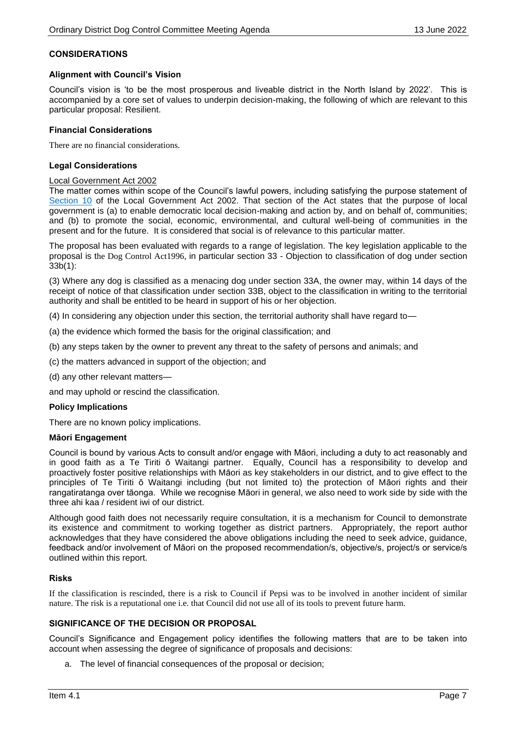## CONSIDERATIONS

### Alignment with Council's Vision

Council's vision is 'to be the most prosperous and liveable district in the North Island by 2022'. This is accompanied by a core set of values to underpin decision-making, the following of which are relevant to this particular proposal: Resilient.

### Financial Considerations

There are no financial considerations.

### Legal Considerations

Local Government Act 2002

The matter comes within scope of the Council's lawful powers, including satisfying the purpose statement of Section 10 of the Local Government Act 2002. That section of the Act states that the purpose of local government is (a) to enable democratic local decision-making and action by, and on behalf of, communities; and (b) to promote the social, economic, environmental, and cultural well-being of communities in the present and for the future. It is considered that social is of relevance to this particular matter.

The proposal has been evaluated with regards to a range of legislation. The key legislation applicable to the proposal is the Dog Control Act1996, in particular section 33 - Objection to classification of dog under section 33b(1):

(3) Where any dog is classified as a menacing dog under section 33A, the owner may, within 14 days of the receipt of notice of that classification under section 33B, object to the classification in writing to the territorial authority and shall be entitled to be heard in support of his or her objection.

(4) In considering any objection under this section, the territorial authority shall have regard to—

(a) the evidence which formed the basis for the original classification; and

(b) any steps taken by the owner to prevent any threat to the safety of persons and animals; and

(c) the matters advanced in support of the objection; and

(d) any other relevant matters—

and may uphold or rescind the classification.

### Policy Implications

There are no known policy implications.

### Māori Engagement

Council is bound by various Acts to consult and/or engage with Māori, including a duty to act reasonably and in good faith as a Te Tiriti ō Waitangi partner. Equally, Council has a responsibility to develop and proactively foster positive relationships with Māori as key stakeholders in our district, and to give effect to the principles of Te Tiriti ō Waitangi including (but not limited to) the protection of Māori rights and their rangatiratanga over tāonga. While we recognise Māori in general, we also need to work side by side with the three ahi kaa / resident iwi of our district.

Although good faith does not necessarily require consultation, it is a mechanism for Council to demonstrate its existence and commitment to working together as district partners. Appropriately, the report author acknowledges that they have considered the above obligations including the need to seek advice, guidance, feedback and/or involvement of Māori on the proposed recommendation/s, objective/s, project/s or service/s outlined within this report.

### Risks

If the classification is rescinded, there is a risk to Council if Pepsi was to be involved in another incident of similar nature. The risk is a reputational one i.e. that Council did not use all of its tools to prevent future harm.

## SIGNIFICANCE OF THE DECISION OR PROPOSAL

Council's Significance and Engagement policy identifies the following matters that are to be taken into account when assessing the degree of significance of proposals and decisions:

a. The level of financial consequences of the proposal or decision;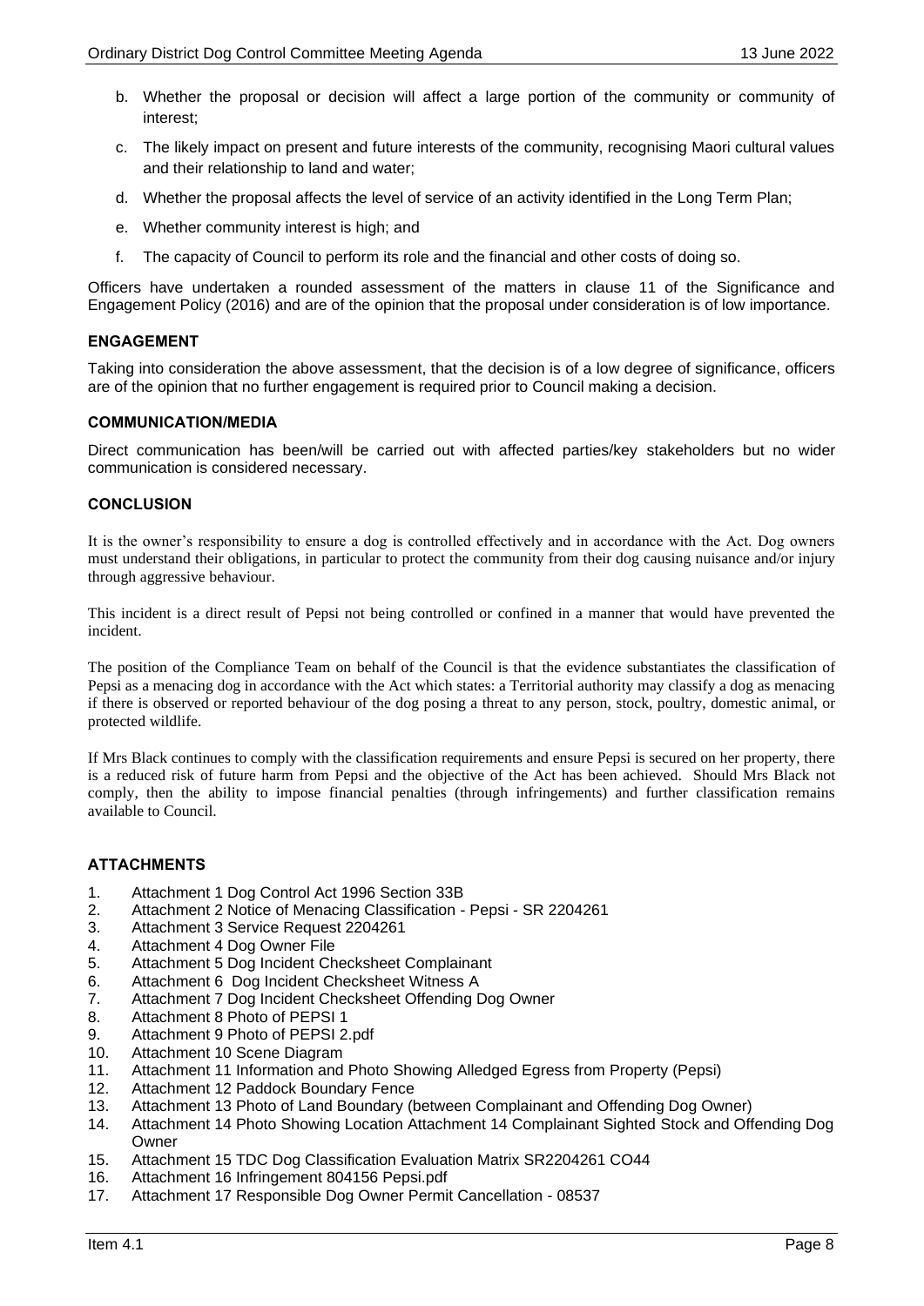b. Whether the proposal or decision will affect a large portion of the community or community of interest;

c. The likely impact on present and future interests of the community, recognising Maori cultural values and their relationship to land and water;

d. Whether the proposal affects the level of service of an activity identified in the Long Term Plan;

e. Whether community interest is high; and

f. The capacity of Council to perform its role and the financial and other costs of doing so.

Officers have undertaken a rounded assessment of the matters in clause 11 of the Significance and Engagement Policy (2016) and are of the opinion that the proposal under consideration is of low importance.

### ENGAGEMENT

Taking into consideration the above assessment, that the decision is of a low degree of significance, officers are of the opinion that no further engagement is required prior to Council making a decision.

### COMMUNICATION/MEDIA

Direct communication has been/will be carried out with affected parties/key stakeholders but no wider communication is considered necessary.

### CONCLUSION

It is the owner's responsibility to ensure a dog is controlled effectively and in accordance with the Act. Dog owners must understand their obligations, in particular to protect the community from their dog causing nuisance and/or injury through aggressive behaviour.

This incident is a direct result of Pepsi not being controlled or confined in a manner that would have prevented the incident.

The position of the Compliance Team on behalf of the Council is that the evidence substantiates the classification of Pepsi as a menacing dog in accordance with the Act which states: a Territorial authority may classify a dog as menacing if there is observed or reported behaviour of the dog posing a threat to any person, stock, poultry, domestic animal, or protected wildlife.

If Mrs Black continues to comply with the classification requirements and ensure Pepsi is secured on her property, there is a reduced risk of future harm from Pepsi and the objective of the Act has been achieved. Should Mrs Black not comply, then the ability to impose financial penalties (through infringements) and further classification remains available to Council.

### ATTACHMENTS

1. Attachment 1 Dog Control Act 1996 Section 33B
2. Attachment 2 Notice of Menacing Classification - Pepsi - SR 2204261
3. Attachment 3 Service Request 2204261
4. Attachment 4 Dog Owner File
5. Attachment 5 Dog Incident Checksheet Complainant
6. Attachment 6 Dog Incident Checksheet Witness A
7. Attachment 7 Dog Incident Checksheet Offending Dog Owner
8. Attachment 8 Photo of PEPSI 1
9. Attachment 9 Photo of PEPSI 2.pdf
10. Attachment 10 Scene Diagram
11. Attachment 11 Information and Photo Showing Alledged Egress from Property (Pepsi)
12. Attachment 12 Paddock Boundary Fence
13. Attachment 13 Photo of Land Boundary (between Complainant and Offending Dog Owner)
14. Attachment 14 Photo Showing Location Attachment 14 Complainant Sighted Stock and Offending Dog Owner
15. Attachment 15 TDC Dog Classification Evaluation Matrix SR2204261 CO44
16. Attachment 16 Infringement 804156 Pepsi.pdf
17. Attachment 17 Responsible Dog Owner Permit Cancellation - 08537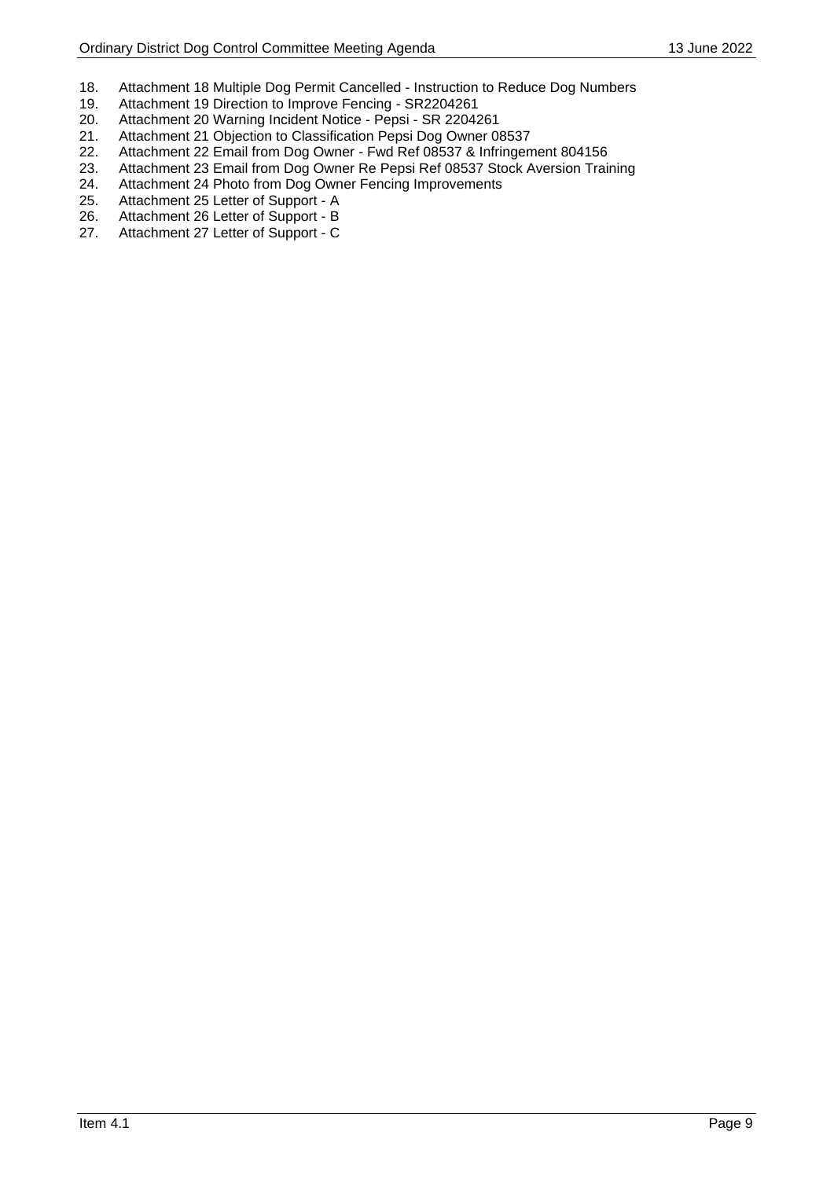18. Attachment 18 Multiple Dog Permit Cancelled - Instruction to Reduce Dog Numbers
19. Attachment 19 Direction to Improve Fencing - SR2204261
20. Attachment 20 Warning Incident Notice - Pepsi - SR 2204261
21. Attachment 21 Objection to Classification Pepsi Dog Owner 08537
22. Attachment 22 Email from Dog Owner - Fwd Ref 08537 & Infringement 804156
23. Attachment 23 Email from Dog Owner Re Pepsi Ref 08537 Stock Aversion Training
24. Attachment 24 Photo from Dog Owner Fencing Improvements
25. Attachment 25 Letter of Support - A
26. Attachment 26 Letter of Support - B
27. Attachment 27 Letter of Support - C